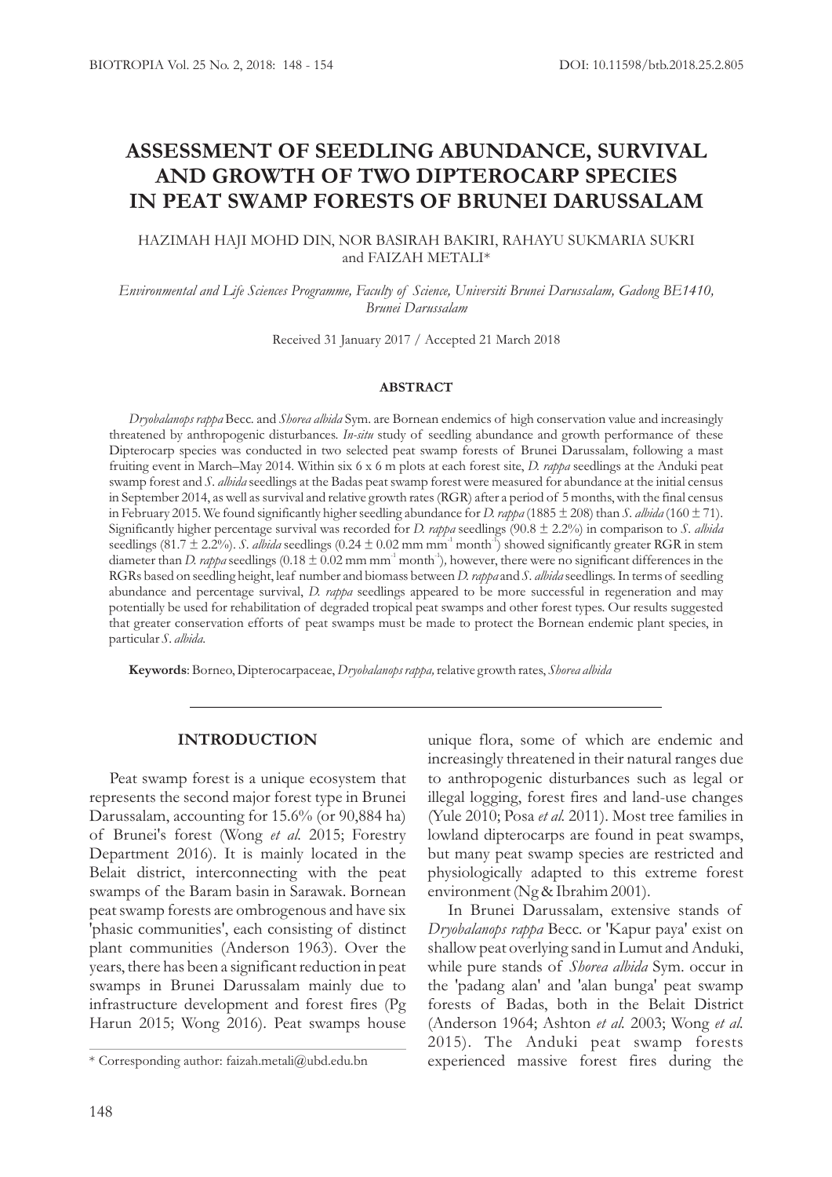# ASSESSMENT OF SEEDLING ABUNDANCE, SURVIVAL AND GROWTH OF TWO DIPTEROCARP SPECIES IN PEAT SWAMP FORESTS OF BRUNEI DARUSSALAM

HAZIMAH HAJI MOHD DIN, NOR BASIRAH BAKIRI, RAHAYU SUKMARIA SUKRI and FAIZAH METALI*

*Environmental and Life Sciences Programme, Faculty of Science, Universiti Brunei Darussalam, Gadong BE1410, Brunei Darussalam*

Received 31 January 2017 / Accepted 21 March 2018

#### ABSTRACT

*Dryobalanops rappa* Becc. and *Shorea albida* Sym. are Bornean endemics of high conservation value and increasingly threatened by anthropogenic disturbances. *In-situ* study of seedling abundance and growth performance of these Dipterocarp species was conducted in two selected peat swamp forests of Brunei Darussalam, following a mast fruiting event in March–May 2014. Within six 6 x 6 m plots at each forest site, *D. rappa* seedlings at the Anduki peat swamp forest and *S. albida* seedlings at the Badas peat swamp forest were measured for abundance at the initial census in September 2014, as well as survival and relative growth rates (RGR) after a period of 5 months, with the final census in February 2015. We found significantly higher seedling abundance for *D. rappa* (1885 ± 208) than *S. albida* (160 ± 71). Significantly higher percentage survival was recorded for *D. rappa* seedlings (90.8 ± 2.2%) in comparison to *S. albida* seedlings (81.7 ± 2.2%). *S. albida* seedlings (0.24 ± 0.02 mm $mm^{-1}$ $month^{-1}$) showed significantly greater RGR in stem diameter than *D. rappa* seedlings (0.18 ± 0.02 mm $mm^{-1}$ $month^{-1}$), however, there were no significant differences in the RGRs based on seedling height, leaf number and biomass between *D. rappa* and *S. albida* seedlings. In terms of seedling abundance and percentage survival, *D. rappa* seedlings appeared to be more successful in regeneration and may potentially be used for rehabilitation of degraded tropical peat swamps and other forest types. Our results suggested that greater conservation efforts of peat swamps must be made to protect the Bornean endemic plant species, in particular *S. albida*.

**Keywords**: Borneo, Dipterocarpaceae, *Dryobalanops rappa,* relative growth rates, *Shorea albida*

## INTRODUCTION

Peat swamp forest is a unique ecosystem that represents the second major forest type in Brunei Darussalam, accounting for 15.6% (or 90,884 ha) of Brunei's forest (Wong *et al.* 2015; Forestry Department 2016). It is mainly located in the Belait district, interconnecting with the peat swamps of the Baram basin in Sarawak. Bornean peat swamp forests are ombrogenous and have six 'phasic communities', each consisting of distinct plant communities (Anderson 1963). Over the years, there has been a significant reduction in peat swamps in Brunei Darussalam mainly due to infrastructure development and forest fires (Pg Harun 2015; Wong 2016). Peat swamps house unique flora, some of which are endemic and increasingly threatened in their natural ranges due to anthropogenic disturbances such as legal or illegal logging, forest fires and land-use changes (Yule 2010; Posa *et al.* 2011). Most tree families in lowland dipterocarps are found in peat swamps, but many peat swamp species are restricted and physiologically adapted to this extreme forest environment (Ng & Ibrahim 2001).

In Brunei Darussalam, extensive stands of *Dryobalanops rappa* Becc. or 'Kapur paya' exist on shallow peat overlying sand in Lumut and Anduki, while pure stands of *Shorea albida* Sym. occur in the 'padang alan' and 'alan bunga' peat swamp forests of Badas, both in the Belait District (Anderson 1964; Ashton *et al.* 2003; Wong *et al.* 2015). The Anduki peat swamp forests experienced massive forest fires during the

\* Corresponding author: faizah.metali@ubd.edu.bn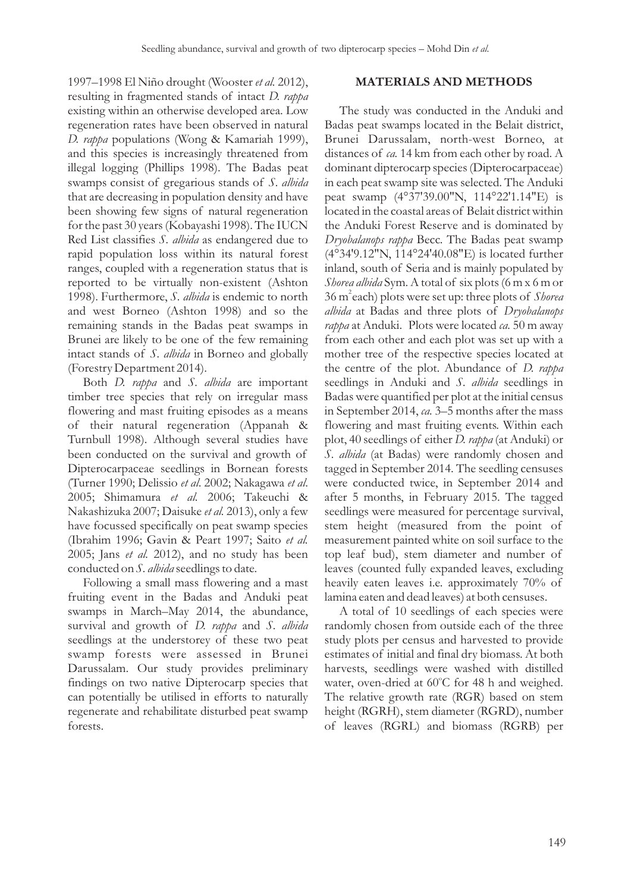1997–1998 El Niño drought (Wooster *et al.* 2012), resulting in fragmented stands of intact *D. rappa* existing within an otherwise developed area. Low regeneration rates have been observed in natural *D. rappa* populations (Wong & Kamariah 1999), and this species is increasingly threatened from illegal logging (Phillips 1998). The Badas peat swamps consist of gregarious stands of *S. albida* that are decreasing in population density and have been showing few signs of natural regeneration for the past 30 years (Kobayashi 1998). The IUCN Red List classifies *S. albida* as endangered due to rapid population loss within its natural forest ranges, coupled with a regeneration status that is reported to be virtually non-existent (Ashton 1998). Furthermore, *S. albida* is endemic to north and west Borneo (Ashton 1998) and so the remaining stands in the Badas peat swamps in Brunei are likely to be one of the few remaining intact stands of *S. albida* in Borneo and globally (Forestry Department 2014).

Both *D. rappa* and *S. albida* are important timber tree species that rely on irregular mass flowering and mast fruiting episodes as a means of their natural regeneration (Appanah & Turnbull 1998). Although several studies have been conducted on the survival and growth of Dipterocarpaceae seedlings in Bornean forests (Turner 1990; Delissio *et al*. 2002; Nakagawa *et al*. 2005; Shimamura *et al*. 2006; Takeuchi & Nakashizuka 2007; Daisuke *et al.* 2013), only a few have focussed specifically on peat swamp species (Ibrahim 1996; Gavin & Peart 1997; Saito *et al.* 2005; Jans *et al.* 2012), and no study has been conducted on *S. albida* seedlings to date.

Following a small mass flowering and a mast fruiting event in the Badas and Anduki peat swamps in March–May 2014, the abundance, survival and growth of *D. rappa* and *S. albida* seedlings at the understorey of these two peat swamp forests were assessed in Brunei Darussalam. Our study provides preliminary findings on two native Dipterocarp species that can potentially be utilised in efforts to naturally regenerate and rehabilitate disturbed peat swamp forests.

## MATERIALS AND METHODS

The study was conducted in the Anduki and Badas peat swamps located in the Belait district, Brunei Darussalam, north-west Borneo, at distances of *ca.* 14 km from each other by road. A dominant dipterocarp species (Dipterocarpaceae) in each peat swamp site was selected. The Anduki peat swamp (4°37'39.00"N, 114°22'1.14"E) is located in the coastal areas of Belait district within the Anduki Forest Reserve and is dominated by *Dryobalanops rappa* Becc. The Badas peat swamp (4°34'9.12"N, 114°24'40.08"E) is located further inland, south of Seria and is mainly populated by *Shorea albida* Sym. A total of six plots (6 m x 6 m or 36 $m^2$ each) plots were set up: three plots of *Shorea albida* at Badas and three plots of *Dryobalanops rappa* at Anduki. Plots were located *ca.* 50 m away from each other and each plot was set up with a mother tree of the respective species located at the centre of the plot. Abundance of *D. rappa* seedlings in Anduki and *S. albida* seedlings in Badas were quantified per plot at the initial census in September 2014, *ca.* 3–5 months after the mass flowering and mast fruiting events. Within each plot, 40 seedlings of either *D. rappa* (at Anduki) or *S. albida* (at Badas) were randomly chosen and tagged in September 2014. The seedling censuses were conducted twice, in September 2014 and after 5 months, in February 2015. The tagged seedlings were measured for percentage survival, stem height (measured from the point of measurement painted white on soil surface to the top leaf bud), stem diameter and number of leaves (counted fully expanded leaves, excluding heavily eaten leaves i.e. approximately 70% of lamina eaten and dead leaves) at both censuses.

A total of 10 seedlings of each species were randomly chosen from outside each of the three study plots per census and harvested to provide estimates of initial and final dry biomass. At both harvests, seedlings were washed with distilled water, oven-dried at 60°C for 48 h and weighed. The relative growth rate (RGR) based on stem height (RGRH), stem diameter (RGRD), number of leaves (RGRL) and biomass (RGRB) per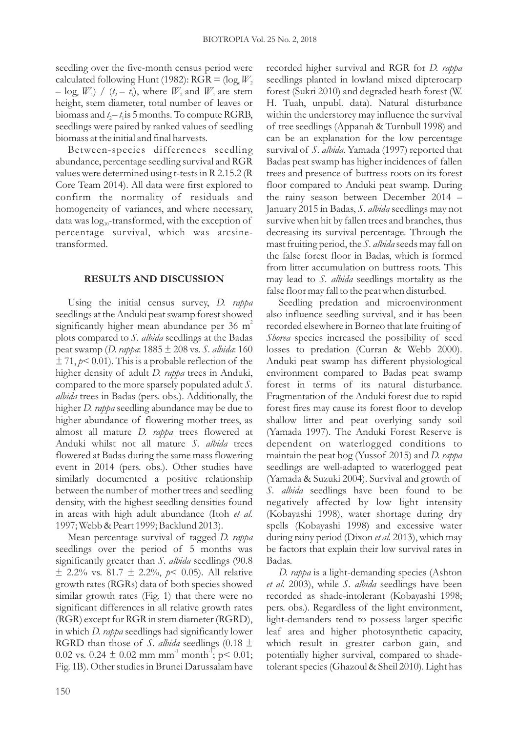seedling over the five-month census period were calculated following Hunt (1982): RGR = $(\log_e W_2 - \log_e W_1) / (t_2 - t_1)$, where $W_2$ and $W_1$ are stem height, stem diameter, total number of leaves or biomass and $t_2 - t_1$ is 5 months. To compute RGRB, seedlings were paired by ranked values of seedling biomass at the initial and final harvests.

Between-species differences seedling abundance, percentage seedling survival and RGR values were determined using t-tests in R 2.15.2 (R Core Team 2014). All data were first explored to confirm the normality of residuals and homogeneity of variances, and where necessary, data was $\log_{10}$-transformed, with the exception of percentage survival, which was arcsine-transformed.

## RESULTS AND DISCUSSION

Using the initial census survey, *D. rappa* seedlings at the Anduki peat swamp forest showed significantly higher mean abundance per 36 $m^2$ plots compared to *S. albida* seedlings at the Badas peat swamp (*D. rappa*: 1885 ± 208 vs. *S. albida*: 160 ± 71, $p < 0.01$). This is a probable reflection of the higher density of adult *D. rappa* trees in Anduki, compared to the more sparsely populated adult *S. albida* trees in Badas (pers. obs.). Additionally, the higher *D. rappa* seedling abundance may be due to higher abundance of flowering mother trees, as almost all mature *D. rappa* trees flowered at Anduki whilst not all mature *S. albida* trees flowered at Badas during the same mass flowering event in 2014 (pers. obs.). Other studies have similarly documented a positive relationship between the number of mother trees and seedling density, with the highest seedling densities found in areas with high adult abundance (Itoh *et al.* 1997; Webb & Peart 1999; Backlund 2013).

Mean percentage survival of tagged *D. rappa* seedlings over the period of 5 months was significantly greater than *S. albida* seedlings (90.8 ± 2.2% vs. 81.7 ± 2.2%, $p < 0.05$). All relative growth rates (RGRs) data of both species showed similar growth rates (Fig. 1) that there were no significant differences in all relative growth rates (RGR) except for RGR in stem diameter (RGRD), in which *D. rappa* seedlings had significantly lower RGRD than those of *S. albida* seedlings (0.18 ± 0.02 vs. 0.24 ± 0.02 mm $mm^{-1}$ $month^{-1}$; $p < 0.01$; Fig. 1B). Other studies in Brunei Darussalam have recorded higher survival and RGR for *D. rappa* seedlings planted in lowland mixed dipterocarp forest (Sukri 2010) and degraded heath forest (W. H. Tuah, unpubl. data). Natural disturbance within the understorey may influence the survival of tree seedlings (Appanah & Turnbull 1998) and can be an explanation for the low percentage survival of *S. albida*. Yamada (1997) reported that Badas peat swamp has higher incidences of fallen trees and presence of buttress roots on its forest floor compared to Anduki peat swamp. During the rainy season between December 2014 – January 2015 in Badas, *S. albida* seedlings may not survive when hit by fallen trees and branches, thus decreasing its survival percentage. Through the mast fruiting period, the *S. albida* seeds may fall on the false forest floor in Badas, which is formed from litter accumulation on buttress roots. This may lead to *S. albida* seedlings mortality as the false floor may fall to the peat when disturbed.

Seedling predation and microenvironment also influence seedling survival, and it has been recorded elsewhere in Borneo that late fruiting of *Shorea* species increased the possibility of seed losses to predation (Curran & Webb 2000). Anduki peat swamp has different physiological environment compared to Badas peat swamp forest in terms of its natural disturbance. Fragmentation of the Anduki forest due to rapid forest fires may cause its forest floor to develop shallow litter and peat overlying sandy soil (Yamada 1997). The Anduki Forest Reserve is dependent on waterlogged conditions to maintain the peat bog (Yussof 2015) and *D. rappa* seedlings are well-adapted to waterlogged peat (Yamada & Suzuki 2004). Survival and growth of *S. albida* seedlings have been found to be negatively affected by low light intensity (Kobayashi 1998), water shortage during dry spells (Kobayashi 1998) and excessive water during rainy period (Dixon *et al.* 2013), which may be factors that explain their low survival rates in Badas.

*D. rappa* is a light-demanding species (Ashton *et al.* 2003), while *S. albida* seedlings have been recorded as shade-intolerant (Kobayashi 1998; pers. obs.). Regardless of the light environment, light-demanders tend to possess larger specific leaf area and higher photosynthetic capacity, which result in greater carbon gain, and potentially higher survival, compared to shade-tolerant species (Ghazoul & Sheil 2010). Light has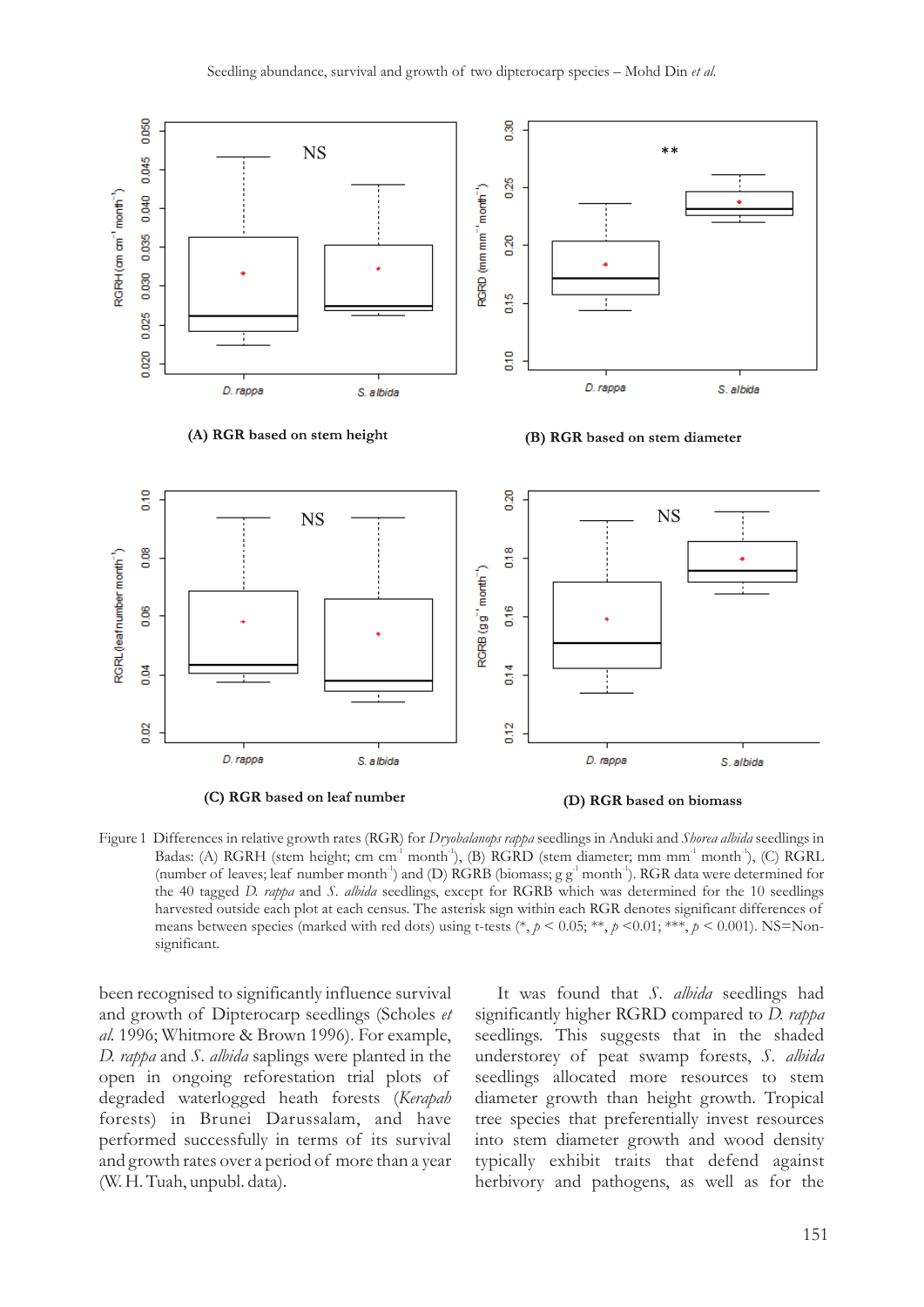(A) RGR based on stem height

(B) RGR based on stem diameter

(C) RGR based on leaf number

(D) RGR based on biomass

Figure 1 Differences in relative growth rates (RGR) for *Dryobalanops rappa* seedlings in Anduki and *Shorea albida* seedlings in Badas: (A) RGRH (stem height; cm $cm^{-1}$ $month^{-1}$), (B) RGRD (stem diameter; mm $mm^{-1}$ $month^{-1}$), (C) RGRL (number of leaves; leaf number $month^{-1}$) and (D) RGRB (biomass; g $g^{-1}$ $month^{-1}$). RGR data were determined for the 40 tagged *D. rappa* and *S. albida* seedlings, except for RGRB which was determined for the 10 seedlings harvested outside each plot at each census. The asterisk sign within each RGR denotes significant differences of means between species (marked with red dots) using t-tests (*, $p < 0.05$; **, $p < 0.01$; ***, $p < 0.001$). NS=Non-significant.

been recognised to significantly influence survival and growth of Dipterocarp seedlings (Scholes *et al.* 1996; Whitmore & Brown 1996). For example, *D. rappa* and *S. albida* saplings were planted in the open in ongoing reforestation trial plots of degraded waterlogged heath forests (*Kerapah* forests) in Brunei Darussalam, and have performed successfully in terms of its survival and growth rates over a period of more than a year (W. H. Tuah, unpubl. data).

It was found that *S. albida* seedlings had significantly higher RGRD compared to *D. rappa* seedlings. This suggests that in the shaded understorey of peat swamp forests, *S. albida* seedlings allocated more resources to stem diameter growth than height growth. Tropical tree species that preferentially invest resources into stem diameter growth and wood density typically exhibit traits that defend against herbivory and pathogens, as well as for the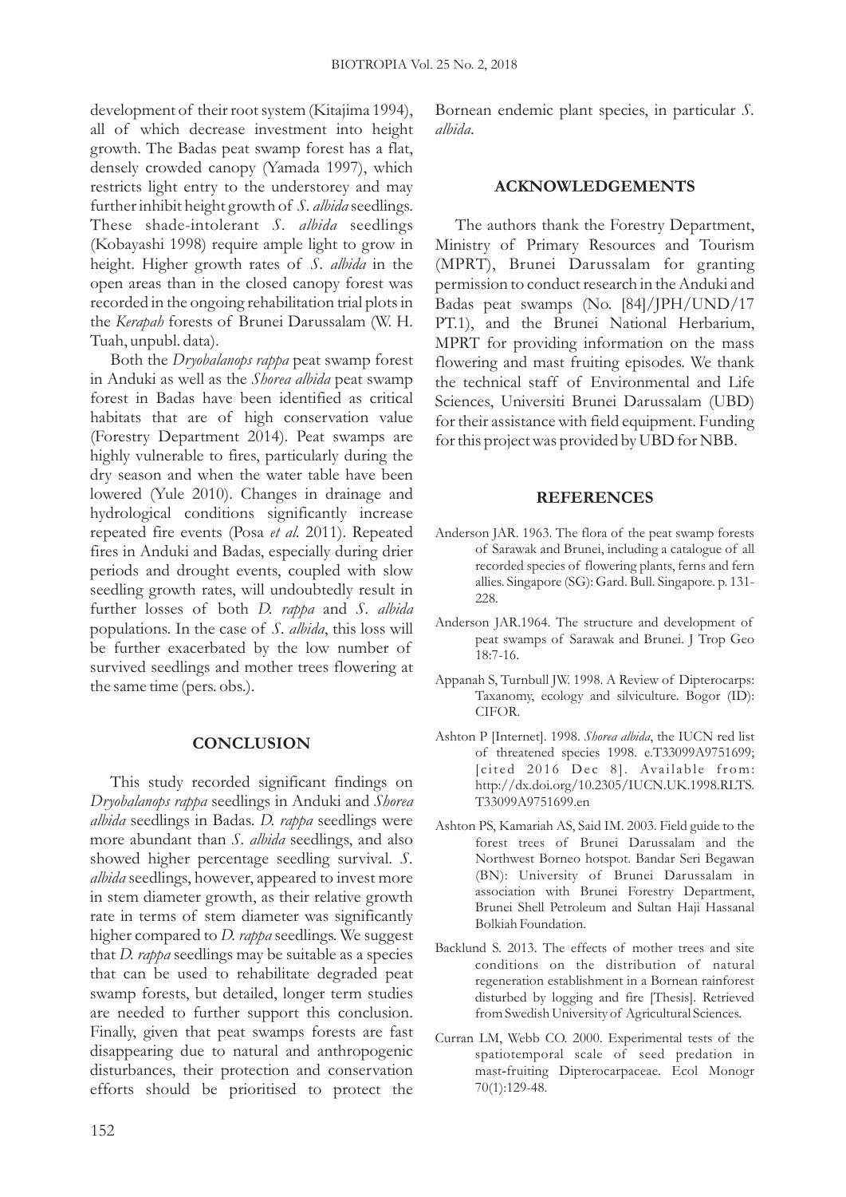development of their root system (Kitajima 1994), all of which decrease investment into height growth. The Badas peat swamp forest has a flat, densely crowded canopy (Yamada 1997), which restricts light entry to the understorey and may further inhibit height growth of *S. albida* seedlings. These shade-intolerant *S. albida* seedlings (Kobayashi 1998) require ample light to grow in height. Higher growth rates of *S. albida* in the open areas than in the closed canopy forest was recorded in the ongoing rehabilitation trial plots in the *Kerapah* forests of Brunei Darussalam (W. H. Tuah, unpubl. data).

Both the *Dryobalanops rappa* peat swamp forest in Anduki as well as the *Shorea albida* peat swamp forest in Badas have been identified as critical habitats that are of high conservation value (Forestry Department 2014). Peat swamps are highly vulnerable to fires, particularly during the dry season and when the water table have been lowered (Yule 2010). Changes in drainage and hydrological conditions significantly increase repeated fire events (Posa *et al.* 2011). Repeated fires in Anduki and Badas, especially during drier periods and drought events, coupled with slow seedling growth rates, will undoubtedly result in further losses of both *D. rappa* and *S. albida* populations. In the case of *S. albida*, this loss will be further exacerbated by the low number of survived seedlings and mother trees flowering at the same time (pers. obs.).

## CONCLUSION

This study recorded significant findings on *Dryobalanops rappa* seedlings in Anduki and *Shorea albida* seedlings in Badas. *D. rappa* seedlings were more abundant than *S. albida* seedlings, and also showed higher percentage seedling survival. *S. albida* seedlings, however, appeared to invest more in stem diameter growth, as their relative growth rate in terms of stem diameter was significantly higher compared to *D. rappa* seedlings. We suggest that *D. rappa* seedlings may be suitable as a species that can be used to rehabilitate degraded peat swamp forests, but detailed, longer term studies are needed to further support this conclusion. Finally, given that peat swamps forests are fast disappearing due to natural and anthropogenic disturbances, their protection and conservation efforts should be prioritised to protect the Bornean endemic plant species, in particular *S. albida*.

## ACKNOWLEDGEMENTS

The authors thank the Forestry Department, Ministry of Primary Resources and Tourism (MPRT), Brunei Darussalam for granting permission to conduct research in the Anduki and Badas peat swamps (No. [84]/JPH/UND/17 PT.1), and the Brunei National Herbarium, MPRT for providing information on the mass flowering and mast fruiting episodes. We thank the technical staff of Environmental and Life Sciences, Universiti Brunei Darussalam (UBD) for their assistance with field equipment. Funding for this project was provided by UBD for NBB.

## REFERENCES

Anderson JAR. 1963. The flora of the peat swamp forests of Sarawak and Brunei, including a catalogue of all recorded species of flowering plants, ferns and fern allies. Singapore (SG): Gard. Bull. Singapore. p. 131-228.

Anderson JAR.1964. The structure and development of peat swamps of Sarawak and Brunei. J Trop Geo 18:7-16.

Appanah S, Turnbull JW. 1998. A Review of Dipterocarps: Taxanomy, ecology and silviculture. Bogor (ID): CIFOR.

Ashton P [Internet]. 1998. *Shorea albida*, the IUCN red list of threatened species 1998. e.T33099A9751699; [cited 2016 Dec 8]. Available from: http://dx.doi.org/10.2305/IUCN.UK.1998.RLTS.T33099A9751699.en

Ashton PS, Kamariah AS, Said IM. 2003. Field guide to the forest trees of Brunei Darussalam and the Northwest Borneo hotspot. Bandar Seri Begawan (BN): University of Brunei Darussalam in association with Brunei Forestry Department, Brunei Shell Petroleum and Sultan Haji Hassanal Bolkiah Foundation.

Backlund S. 2013. The effects of mother trees and site conditions on the distribution of natural regeneration establishment in a Bornean rainforest disturbed by logging and fire [Thesis]. Retrieved from Swedish University of Agricultural Sciences.

Curran LM, Webb CO. 2000. Experimental tests of the spatiotemporal scale of seed predation in mast-fruiting Dipterocarpaceae. Ecol Monogr 70(1):129-48.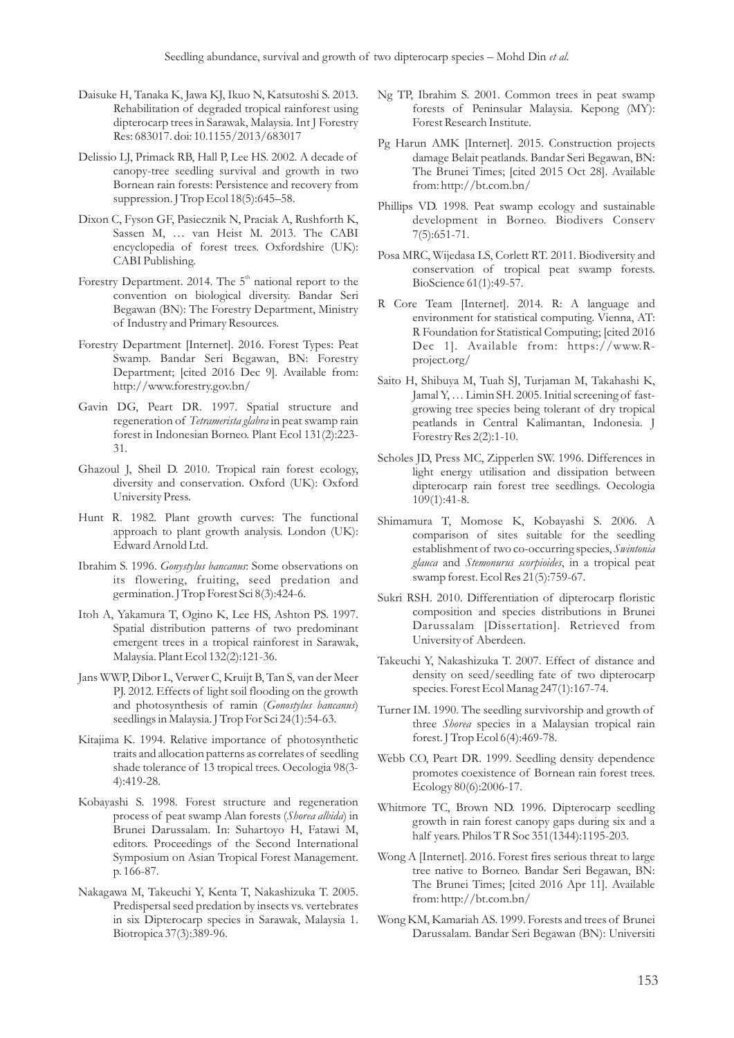Daisuke H, Tanaka K, Jawa KJ, Ikuo N, Katsutoshi S. 2013. Rehabilitation of degraded tropical rainforest using dipterocarp trees in Sarawak, Malaysia. Int J Forestry Res: 683017. doi: 10.1155/2013/683017

Delissio LJ, Primack RB, Hall P, Lee HS. 2002. A decade of canopy-tree seedling survival and growth in two Bornean rain forests: Persistence and recovery from suppression. J Trop Ecol 18(5):645–58.

Dixon C, Fyson GF, Pasiecznik N, Praciak A, Rushforth K, Sassen M, … van Heist M. 2013. The CABI encyclopedia of forest trees. Oxfordshire (UK): CABI Publishing.

Forestry Department. 2014. The 5th national report to the convention on biological diversity. Bandar Seri Begawan (BN): The Forestry Department, Ministry of Industry and Primary Resources.

Forestry Department [Internet]. 2016. Forest Types: Peat Swamp. Bandar Seri Begawan, BN: Forestry Department; [cited 2016 Dec 9]. Available from: http://www.forestry.gov.bn/

Gavin DG, Peart DR. 1997. Spatial structure and regeneration of *Tetramerista glabra* in peat swamp rain forest in Indonesian Borneo. Plant Ecol 131(2):223-31.

Ghazoul J, Sheil D. 2010. Tropical rain forest ecology, diversity and conservation. Oxford (UK): Oxford University Press.

Hunt R. 1982. Plant growth curves: The functional approach to plant growth analysis. London (UK): Edward Arnold Ltd.

Ibrahim S. 1996. *Gonystylus bancanus*: Some observations on its flowering, fruiting, seed predation and germination. J Trop Forest Sci 8(3):424-6.

Itoh A, Yakamura T, Ogino K, Lee HS, Ashton PS. 1997. Spatial distribution patterns of two predominant emergent trees in a tropical rainforest in Sarawak, Malaysia. Plant Ecol 132(2):121-36.

Jans WWP, Dibor L, Verwer C, Kruijt B, Tan S, van der Meer PJ. 2012. Effects of light soil flooding on the growth and photosynthesis of ramin (*Gonostylus bancanus*) seedlings in Malaysia. J Trop For Sci 24(1):54-63.

Kitajima K. 1994. Relative importance of photosynthetic traits and allocation patterns as correlates of seedling shade tolerance of 13 tropical trees. Oecologia 98(3-4):419-28.

Kobayashi S. 1998. Forest structure and regeneration process of peat swamp Alan forests (*Shorea albida*) in Brunei Darussalam. In: Suhartoyo H, Fatawi M, editors. Proceedings of the Second International Symposium on Asian Tropical Forest Management. p. 166-87.

Nakagawa M, Takeuchi Y, Kenta T, Nakashizuka T. 2005. Predispersal seed predation by insects vs. vertebrates in six Dipterocarp species in Sarawak, Malaysia 1. Biotropica 37(3):389-96.

Ng TP, Ibrahim S. 2001. Common trees in peat swamp forests of Peninsular Malaysia. Kepong (MY): Forest Research Institute.

Pg Harun AMK [Internet]. 2015. Construction projects damage Belait peatlands. Bandar Seri Begawan, BN: The Brunei Times; [cited 2015 Oct 28]. Available from: http://bt.com.bn/

Phillips VD. 1998. Peat swamp ecology and sustainable development in Borneo. Biodivers Conserv 7(5):651-71.

Posa MRC, Wijedasa LS, Corlett RT. 2011. Biodiversity and conservation of tropical peat swamp forests. BioScience 61(1):49-57.

R Core Team [Internet]. 2014. R: A language and environment for statistical computing. Vienna, AT: R Foundation for Statistical Computing; [cited 2016 Dec 1]. Available from: https://www.R-project.org/

Saito H, Shibuya M, Tuah SJ, Turjaman M, Takahashi K, Jamal Y, … Limin SH. 2005. Initial screening of fast-growing tree species being tolerant of dry tropical peatlands in Central Kalimantan, Indonesia. J Forestry Res 2(2):1-10.

Scholes JD, Press MC, Zipperlen SW. 1996. Differences in light energy utilisation and dissipation between dipterocarp rain forest tree seedlings. Oecologia 109(1):41-8.

Shimamura T, Momose K, Kobayashi S. 2006. A comparison of sites suitable for the seedling establishment of two co-occurring species, *Swintonia glauca* and *Stemonurus scorpioides*, in a tropical peat swamp forest. Ecol Res 21(5):759-67.

Sukri RSH. 2010. Differentiation of dipterocarp floristic composition and species distributions in Brunei Darussalam [Dissertation]. Retrieved from University of Aberdeen.

Takeuchi Y, Nakashizuka T. 2007. Effect of distance and density on seed/seedling fate of two dipterocarp species. Forest Ecol Manag 247(1):167-74.

Turner IM. 1990. The seedling survivorship and growth of three *Shorea* species in a Malaysian tropical rain forest. J Trop Ecol 6(4):469-78.

Webb CO, Peart DR. 1999. Seedling density dependence promotes coexistence of Bornean rain forest trees. Ecology 80(6):2006-17.

Whitmore TC, Brown ND. 1996. Dipterocarp seedling growth in rain forest canopy gaps during six and a half years. Philos T R Soc 351(1344):1195-203.

Wong A [Internet]. 2016. Forest fires serious threat to large tree native to Borneo. Bandar Seri Begawan, BN: The Brunei Times; [cited 2016 Apr 11]. Available from: http://bt.com.bn/

Wong KM, Kamariah AS. 1999. Forests and trees of Brunei Darussalam. Bandar Seri Begawan (BN): Universiti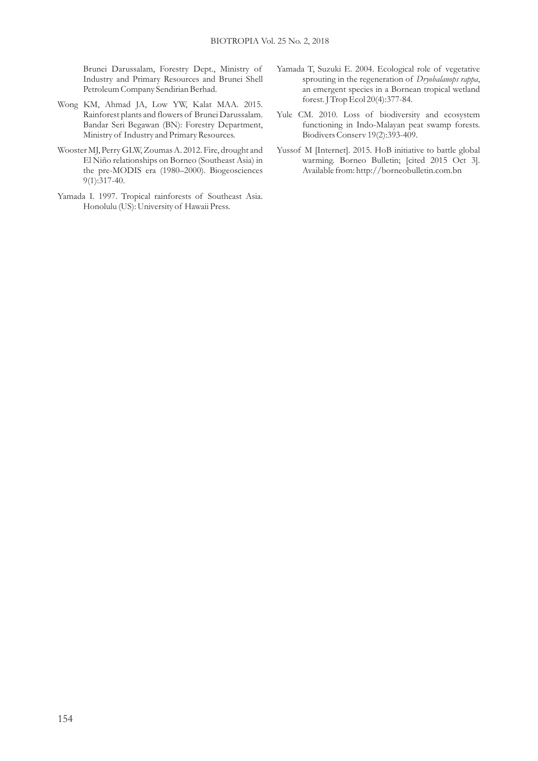Brunei Darussalam, Forestry Dept., Ministry of Industry and Primary Resources and Brunei Shell Petroleum Company Sendirian Berhad.

Wong KM, Ahmad JA, Low YW, Kalat MAA. 2015. Rainforest plants and flowers of Brunei Darussalam. Bandar Seri Begawan (BN): Forestry Department, Ministry of Industry and Primary Resources.

Wooster MJ, Perry GLW, Zoumas A. 2012. Fire, drought and El Niño relationships on Borneo (Southeast Asia) in the pre-MODIS era (1980–2000). Biogeosciences 9(1):317-40.

Yamada I. 1997. Tropical rainforests of Southeast Asia. Honolulu (US): University of Hawaii Press.

Yamada T, Suzuki E. 2004. Ecological role of vegetative sprouting in the regeneration of *Dryobalanops rappa*, an emergent species in a Bornean tropical wetland forest. J Trop Ecol 20(4):377-84.

Yule CM. 2010. Loss of biodiversity and ecosystem functioning in Indo-Malayan peat swamp forests. Biodivers Conserv 19(2):393-409.

Yussof M [Internet]. 2015. HoB initiative to battle global warming. Borneo Bulletin; [cited 2015 Oct 3]. Available from: http://borneobulletin.com.bn